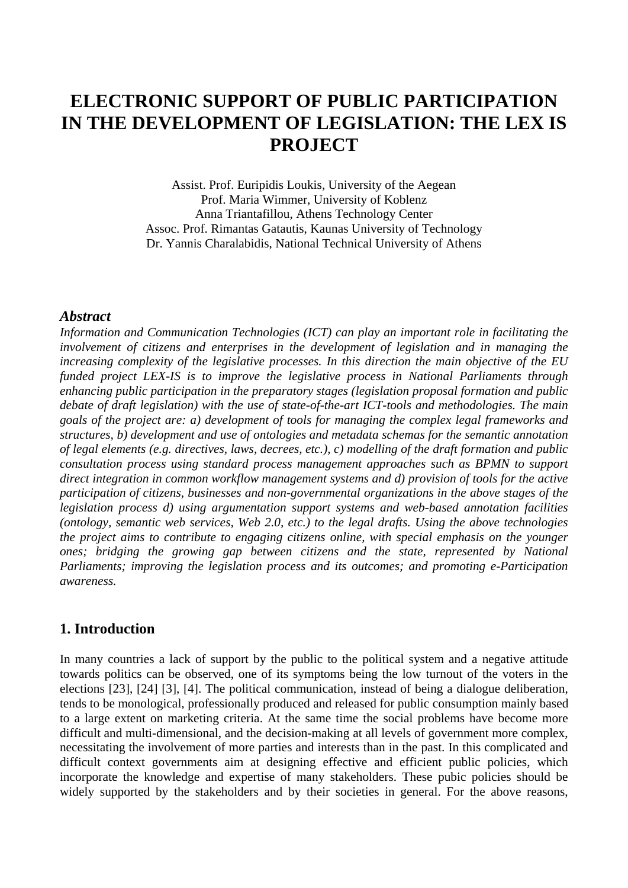# ELECTRONIC SUPPORT OF PUBLIC PARTICIPATION IN THE DEVELOPMENT OF LEGISLATION: THE LEX IS PROJECT

Assist. Prof. Euripidis Loukis, University of the Aegean
Prof. Maria Wimmer, University of Koblenz
Anna Triantafillou, Athens Technology Center
Assoc. Prof. Rimantas Gatautis, Kaunas University of Technology
Dr. Yannis Charalabidis, National Technical University of Athens

### *Abstract*

*Information and Communication Technologies (ICT) can play an important role in facilitating the involvement of citizens and enterprises in the development of legislation and in managing the increasing complexity of the legislative processes. In this direction the main objective of the EU funded project LEX-IS is to improve the legislative process in National Parliaments through enhancing public participation in the preparatory stages (legislation proposal formation and public debate of draft legislation) with the use of state-of-the-art ICT-tools and methodologies. The main goals of the project are: a) development of tools for managing the complex legal frameworks and structures, b) development and use of ontologies and metadata schemas for the semantic annotation of legal elements (e.g. directives, laws, decrees, etc.), c) modelling of the draft formation and public consultation process using standard process management approaches such as BPMN to support direct integration in common workflow management systems and d) provision of tools for the active participation of citizens, businesses and non-governmental organizations in the above stages of the legislation process d) using argumentation support systems and web-based annotation facilities (ontology, semantic web services, Web 2.0, etc.) to the legal drafts. Using the above technologies the project aims to contribute to engaging citizens online, with special emphasis on the younger ones; bridging the growing gap between citizens and the state, represented by National Parliaments; improving the legislation process and its outcomes; and promoting e-Participation awareness.*

## 1. Introduction

In many countries a lack of support by the public to the political system and a negative attitude towards politics can be observed, one of its symptoms being the low turnout of the voters in the elections [23], [24] [3], [4]. The political communication, instead of being a dialogue deliberation, tends to be monological, professionally produced and released for public consumption mainly based to a large extent on marketing criteria. At the same time the social problems have become more difficult and multi-dimensional, and the decision-making at all levels of government more complex, necessitating the involvement of more parties and interests than in the past. In this complicated and difficult context governments aim at designing effective and efficient public policies, which incorporate the knowledge and expertise of many stakeholders. These pubic policies should be widely supported by the stakeholders and by their societies in general. For the above reasons,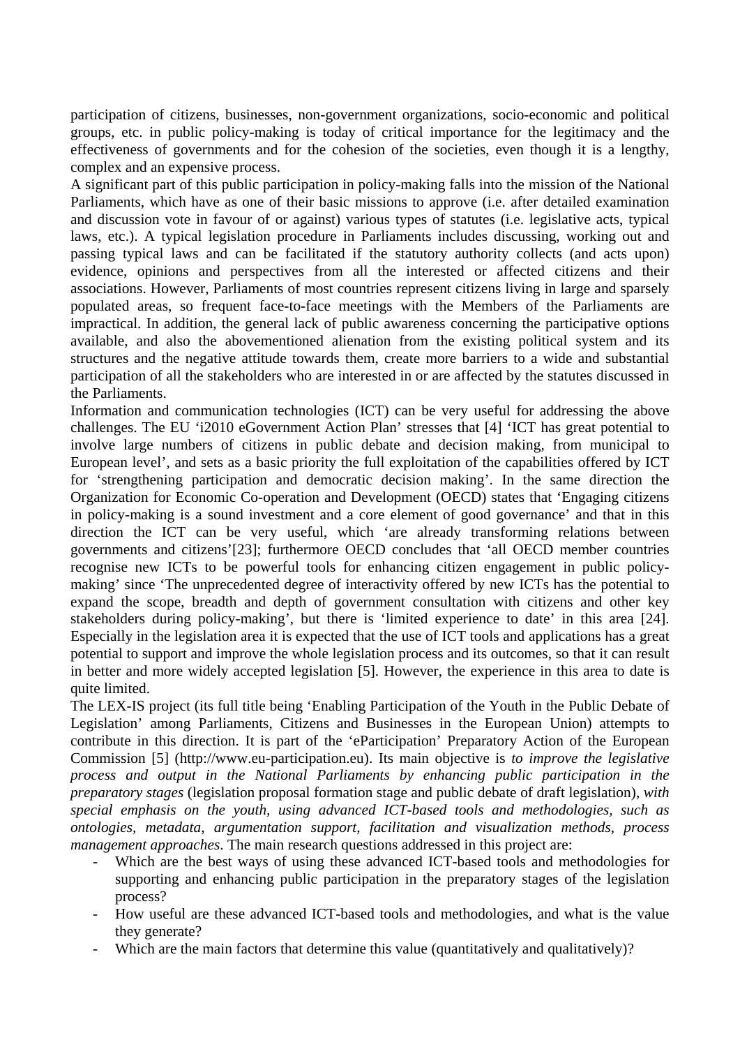participation of citizens, businesses, non-government organizations, socio-economic and political groups, etc. in public policy-making is today of critical importance for the legitimacy and the effectiveness of governments and for the cohesion of the societies, even though it is a lengthy, complex and an expensive process.

A significant part of this public participation in policy-making falls into the mission of the National Parliaments, which have as one of their basic missions to approve (i.e. after detailed examination and discussion vote in favour of or against) various types of statutes (i.e. legislative acts, typical laws, etc.). A typical legislation procedure in Parliaments includes discussing, working out and passing typical laws and can be facilitated if the statutory authority collects (and acts upon) evidence, opinions and perspectives from all the interested or affected citizens and their associations. However, Parliaments of most countries represent citizens living in large and sparsely populated areas, so frequent face-to-face meetings with the Members of the Parliaments are impractical. In addition, the general lack of public awareness concerning the participative options available, and also the abovementioned alienation from the existing political system and its structures and the negative attitude towards them, create more barriers to a wide and substantial participation of all the stakeholders who are interested in or are affected by the statutes discussed in the Parliaments.

Information and communication technologies (ICT) can be very useful for addressing the above challenges. The EU 'i2010 eGovernment Action Plan' stresses that [4] 'ICT has great potential to involve large numbers of citizens in public debate and decision making, from municipal to European level', and sets as a basic priority the full exploitation of the capabilities offered by ICT for 'strengthening participation and democratic decision making'. In the same direction the Organization for Economic Co-operation and Development (OECD) states that 'Engaging citizens in policy-making is a sound investment and a core element of good governance' and that in this direction the ICT can be very useful, which 'are already transforming relations between governments and citizens'[23]; furthermore OECD concludes that 'all OECD member countries recognise new ICTs to be powerful tools for enhancing citizen engagement in public policy-making' since 'The unprecedented degree of interactivity offered by new ICTs has the potential to expand the scope, breadth and depth of government consultation with citizens and other key stakeholders during policy-making', but there is 'limited experience to date' in this area [24]. Especially in the legislation area it is expected that the use of ICT tools and applications has a great potential to support and improve the whole legislation process and its outcomes, so that it can result in better and more widely accepted legislation [5]. However, the experience in this area to date is quite limited.

The LEX-IS project (its full title being 'Enabling Participation of the Youth in the Public Debate of Legislation' among Parliaments, Citizens and Businesses in the European Union) attempts to contribute in this direction. It is part of the 'eParticipation' Preparatory Action of the European Commission [5] (http://www.eu-participation.eu). Its main objective is *to improve the legislative process and output in the National Parliaments by enhancing public participation in the preparatory stages* (legislation proposal formation stage and public debate of draft legislation), *with special emphasis on the youth, using advanced ICT-based tools and methodologies, such as ontologies, metadata, argumentation support, facilitation and visualization methods, process management approaches*. The main research questions addressed in this project are:

- Which are the best ways of using these advanced ICT-based tools and methodologies for supporting and enhancing public participation in the preparatory stages of the legislation process?
- How useful are these advanced ICT-based tools and methodologies, and what is the value they generate?
- Which are the main factors that determine this value (quantitatively and qualitatively)?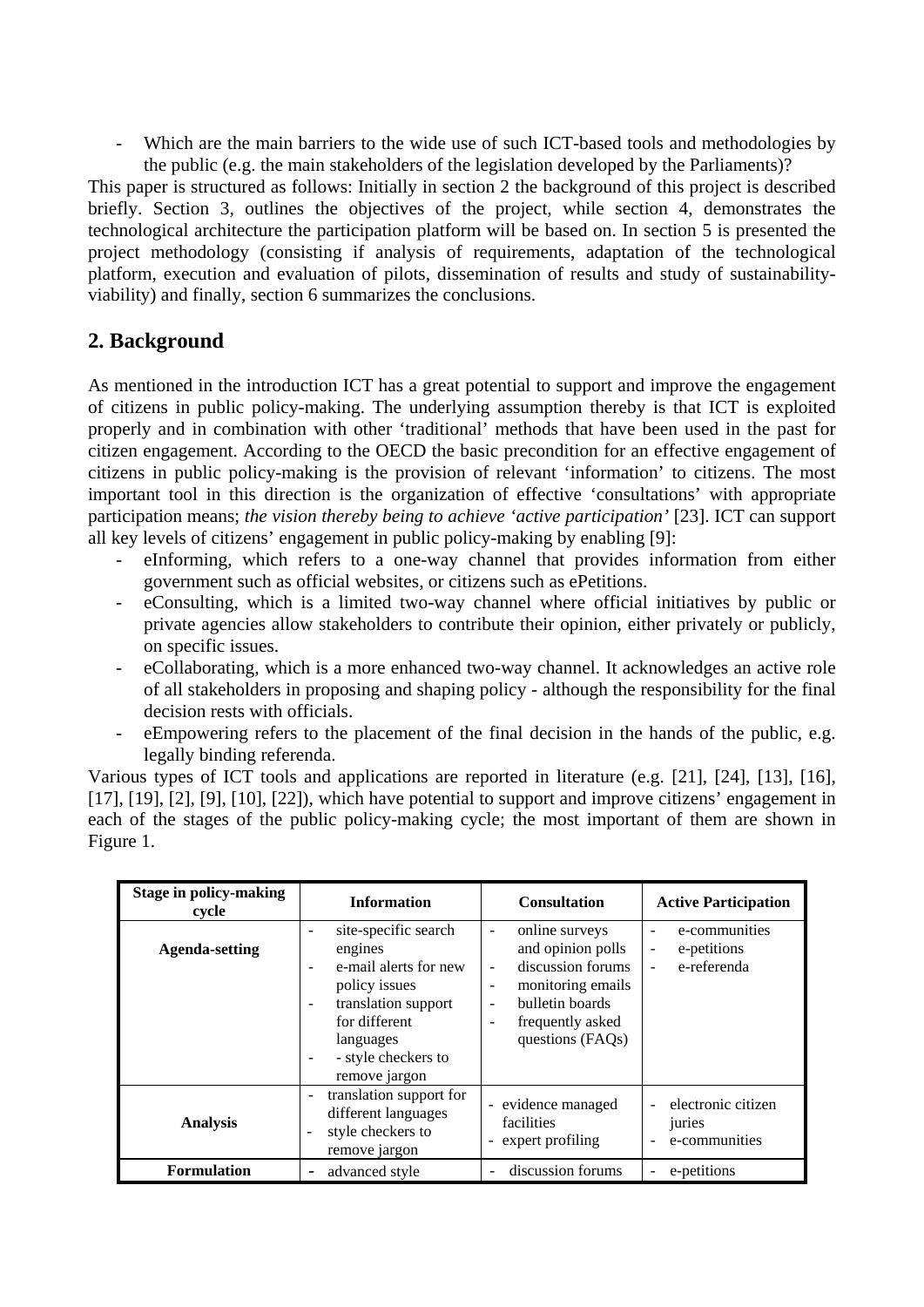- Which are the main barriers to the wide use of such ICT-based tools and methodologies by the public (e.g. the main stakeholders of the legislation developed by the Parliaments)?

This paper is structured as follows: Initially in section 2 the background of this project is described briefly. Section 3, outlines the objectives of the project, while section 4, demonstrates the technological architecture the participation platform will be based on. In section 5 is presented the project methodology (consisting if analysis of requirements, adaptation of the technological platform, execution and evaluation of pilots, dissemination of results and study of sustainability-viability) and finally, section 6 summarizes the conclusions.

## 2. Background

As mentioned in the introduction ICT has a great potential to support and improve the engagement of citizens in public policy-making. The underlying assumption thereby is that ICT is exploited properly and in combination with other 'traditional' methods that have been used in the past for citizen engagement. According to the OECD the basic precondition for an effective engagement of citizens in public policy-making is the provision of relevant 'information' to citizens. The most important tool in this direction is the organization of effective 'consultations' with appropriate participation means; *the vision thereby being to achieve 'active participation'* [23]. ICT can support all key levels of citizens' engagement in public policy-making by enabling [9]:

- eInforming, which refers to a one-way channel that provides information from either government such as official websites, or citizens such as ePetitions.
- eConsulting, which is a limited two-way channel where official initiatives by public or private agencies allow stakeholders to contribute their opinion, either privately or publicly, on specific issues.
- eCollaborating, which is a more enhanced two-way channel. It acknowledges an active role of all stakeholders in proposing and shaping policy - although the responsibility for the final decision rests with officials.
- eEmpowering refers to the placement of the final decision in the hands of the public, e.g. legally binding referenda.

Various types of ICT tools and applications are reported in literature (e.g. [21], [24], [13], [16], [17], [19], [2], [9], [10], [22]), which have potential to support and improve citizens' engagement in each of the stages of the public policy-making cycle; the most important of them are shown in Figure 1.

| Stage in policy-making cycle | Information | Consultation | Active Participation |
| --- | --- | --- | --- |
| **Agenda-setting** | - site-specific search engines<br>- e-mail alerts for new policy issues<br>- translation support for different languages<br>- - style checkers to remove jargon | - online surveys and opinion polls<br>- discussion forums<br>- monitoring emails<br>- bulletin boards<br>- frequently asked questions (FAQs) | - e-communities<br>- e-petitions<br>- e-referenda |
| **Analysis** | - translation support for different languages<br>- style checkers to remove jargon | - evidence managed facilities<br>- expert profiling | - electronic citizen juries<br>- e-communities |
| **Formulation** | - advanced style | - discussion forums | - e-petitions |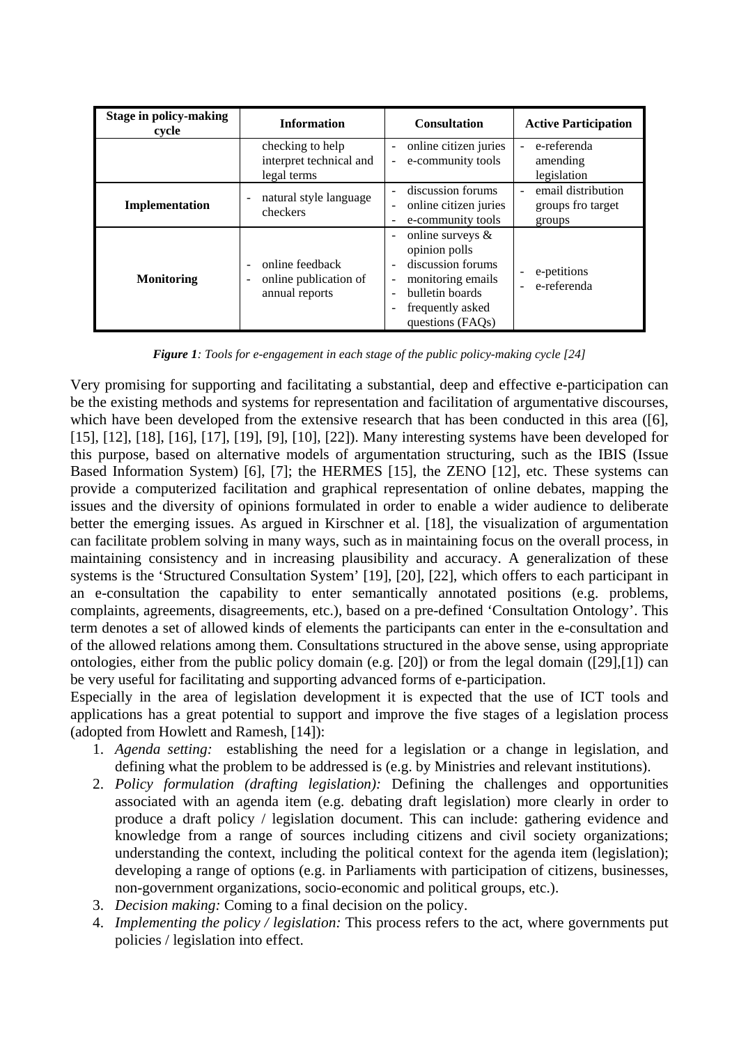| Stage in policy-making cycle | Information | Consultation | Active Participation |
|---|---|---|---|
| | checking to help interpret technical and legal terms | - online citizen juries<br>- e-community tools | - e-referenda amending legislation |
| **Implementation** | - natural style language checkers | - discussion forums<br>- online citizen juries<br>- e-community tools | - email distribution groups fro target groups |
| **Monitoring** | - online feedback<br>- online publication of annual reports | - online surveys & opinion polls<br>- discussion forums<br>- monitoring emails<br>- bulletin boards<br>- frequently asked questions (FAQs) | - e-petitions<br>- e-referenda |

***Figure 1****: Tools for e-engagement in each stage of the public policy-making cycle [24]*

Very promising for supporting and facilitating a substantial, deep and effective e-participation can be the existing methods and systems for representation and facilitation of argumentative discourses, which have been developed from the extensive research that has been conducted in this area ([6], [15], [12], [18], [16], [17], [19], [9], [10], [22]). Many interesting systems have been developed for this purpose, based on alternative models of argumentation structuring, such as the IBIS (Issue Based Information System) [6], [7]; the HERMES [15], the ZENO [12], etc. These systems can provide a computerized facilitation and graphical representation of online debates, mapping the issues and the diversity of opinions formulated in order to enable a wider audience to deliberate better the emerging issues. As argued in Kirschner et al. [18], the visualization of argumentation can facilitate problem solving in many ways, such as in maintaining focus on the overall process, in maintaining consistency and in increasing plausibility and accuracy. A generalization of these systems is the 'Structured Consultation System' [19], [20], [22], which offers to each participant in an e-consultation the capability to enter semantically annotated positions (e.g. problems, complaints, agreements, disagreements, etc.), based on a pre-defined 'Consultation Ontology'. This term denotes a set of allowed kinds of elements the participants can enter in the e-consultation and of the allowed relations among them. Consultations structured in the above sense, using appropriate ontologies, either from the public policy domain (e.g. [20]) or from the legal domain ([29],[1]) can be very useful for facilitating and supporting advanced forms of e-participation.

Especially in the area of legislation development it is expected that the use of ICT tools and applications has a great potential to support and improve the five stages of a legislation process (adopted from Howlett and Ramesh, [14]):

1. *Agenda setting:* establishing the need for a legislation or a change in legislation, and defining what the problem to be addressed is (e.g. by Ministries and relevant institutions).
2. *Policy formulation (drafting legislation):* Defining the challenges and opportunities associated with an agenda item (e.g. debating draft legislation) more clearly in order to produce a draft policy / legislation document. This can include: gathering evidence and knowledge from a range of sources including citizens and civil society organizations; understanding the context, including the political context for the agenda item (legislation); developing a range of options (e.g. in Parliaments with participation of citizens, businesses, non-government organizations, socio-economic and political groups, etc.).
3. *Decision making:* Coming to a final decision on the policy.
4. *Implementing the policy / legislation:* This process refers to the act, where governments put policies / legislation into effect.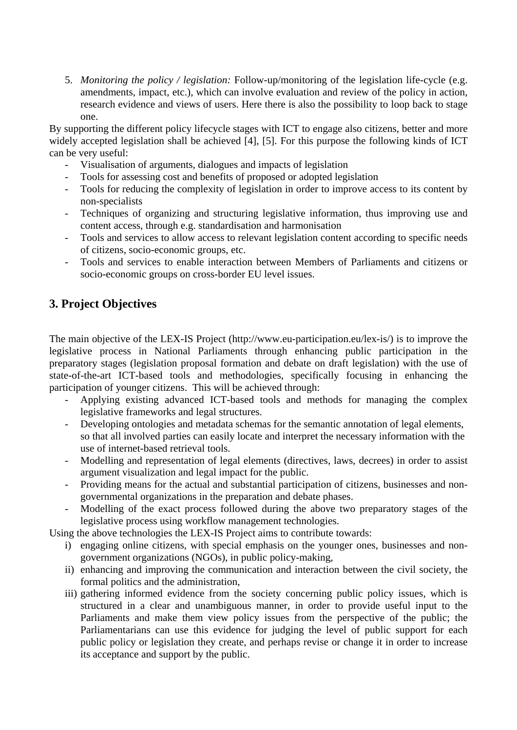5. *Monitoring the policy / legislation:* Follow-up/monitoring of the legislation life-cycle (e.g. amendments, impact, etc.), which can involve evaluation and review of the policy in action, research evidence and views of users. Here there is also the possibility to loop back to stage one.

By supporting the different policy lifecycle stages with ICT to engage also citizens, better and more widely accepted legislation shall be achieved [4], [5]. For this purpose the following kinds of ICT can be very useful:

- Visualisation of arguments, dialogues and impacts of legislation
- Tools for assessing cost and benefits of proposed or adopted legislation
- Tools for reducing the complexity of legislation in order to improve access to its content by non-specialists
- Techniques of organizing and structuring legislative information, thus improving use and content access, through e.g. standardisation and harmonisation
- Tools and services to allow access to relevant legislation content according to specific needs of citizens, socio-economic groups, etc.
- Tools and services to enable interaction between Members of Parliaments and citizens or socio-economic groups on cross-border EU level issues.

## 3. Project Objectives

The main objective of the LEX-IS Project (http://www.eu-participation.eu/lex-is/) is to improve the legislative process in National Parliaments through enhancing public participation in the preparatory stages (legislation proposal formation and debate on draft legislation) with the use of state-of-the-art ICT-based tools and methodologies, specifically focusing in enhancing the participation of younger citizens. This will be achieved through:

- Applying existing advanced ICT-based tools and methods for managing the complex legislative frameworks and legal structures.
- Developing ontologies and metadata schemas for the semantic annotation of legal elements, so that all involved parties can easily locate and interpret the necessary information with the use of internet-based retrieval tools.
- Modelling and representation of legal elements (directives, laws, decrees) in order to assist argument visualization and legal impact for the public.
- Providing means for the actual and substantial participation of citizens, businesses and non-governmental organizations in the preparation and debate phases.
- Modelling of the exact process followed during the above two preparatory stages of the legislative process using workflow management technologies.

Using the above technologies the LEX-IS Project aims to contribute towards:

i) engaging online citizens, with special emphasis on the younger ones, businesses and non-government organizations (NGOs), in public policy-making,

ii) enhancing and improving the communication and interaction between the civil society, the formal politics and the administration,

iii) gathering informed evidence from the society concerning public policy issues, which is structured in a clear and unambiguous manner, in order to provide useful input to the Parliaments and make them view policy issues from the perspective of the public; the Parliamentarians can use this evidence for judging the level of public support for each public policy or legislation they create, and perhaps revise or change it in order to increase its acceptance and support by the public.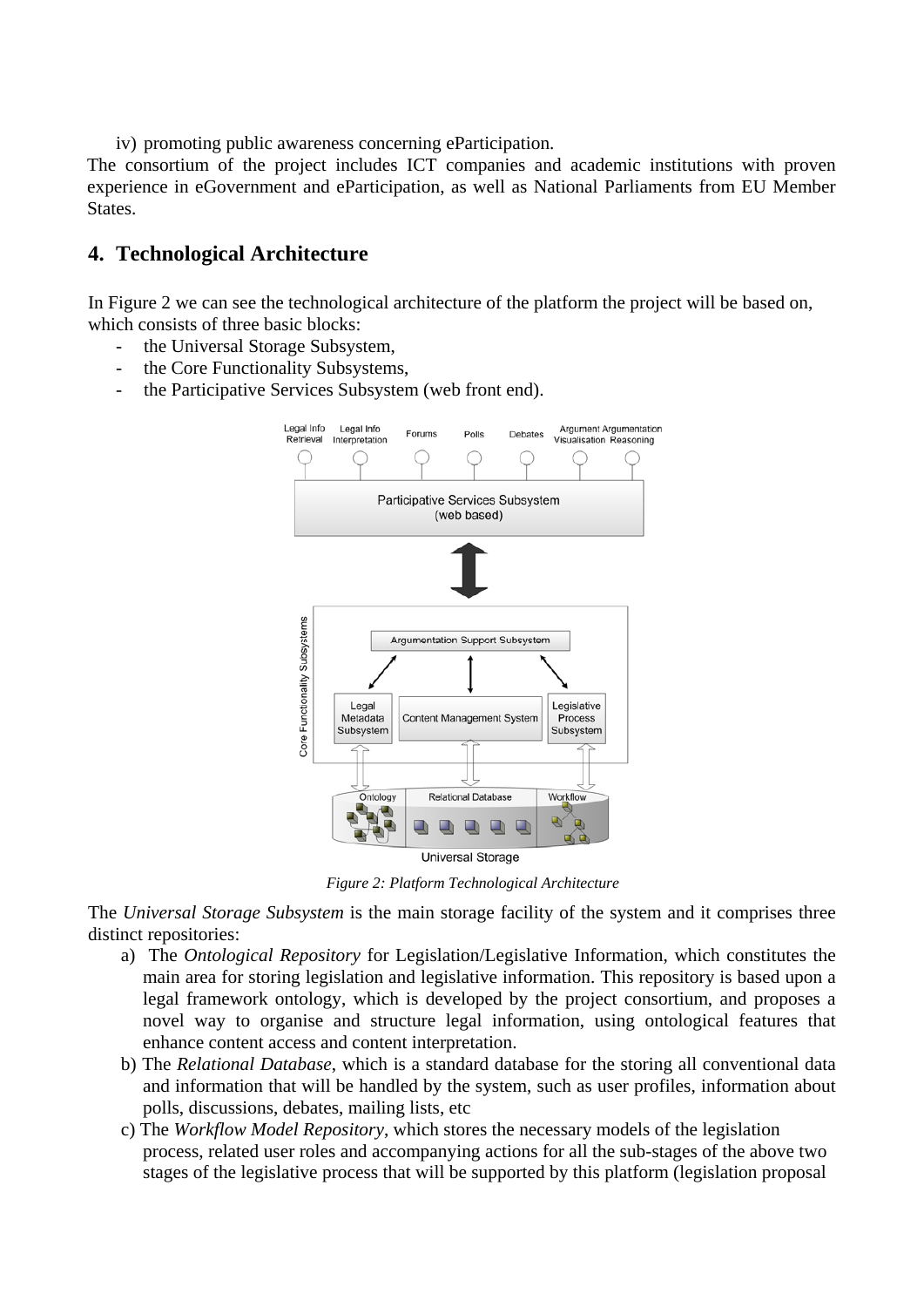iv) promoting public awareness concerning eParticipation.

The consortium of the project includes ICT companies and academic institutions with proven experience in eGovernment and eParticipation, as well as National Parliaments from EU Member States.

## 4. Technological Architecture

In Figure 2 we can see the technological architecture of the platform the project will be based on, which consists of three basic blocks:

- the Universal Storage Subsystem,
- the Core Functionality Subsystems,
- the Participative Services Subsystem (web front end).

*Figure 2: Platform Technological Architecture*

The *Universal Storage Subsystem* is the main storage facility of the system and it comprises three distinct repositories:

a) The *Ontological Repository* for Legislation/Legislative Information, which constitutes the main area for storing legislation and legislative information. This repository is based upon a legal framework ontology, which is developed by the project consortium, and proposes a novel way to organise and structure legal information, using ontological features that enhance content access and content interpretation.

b) The *Relational Database*, which is a standard database for the storing all conventional data and information that will be handled by the system, such as user profiles, information about polls, discussions, debates, mailing lists, etc

c) The *Workflow Model Repository*, which stores the necessary models of the legislation process, related user roles and accompanying actions for all the sub-stages of the above two stages of the legislative process that will be supported by this platform (legislation proposal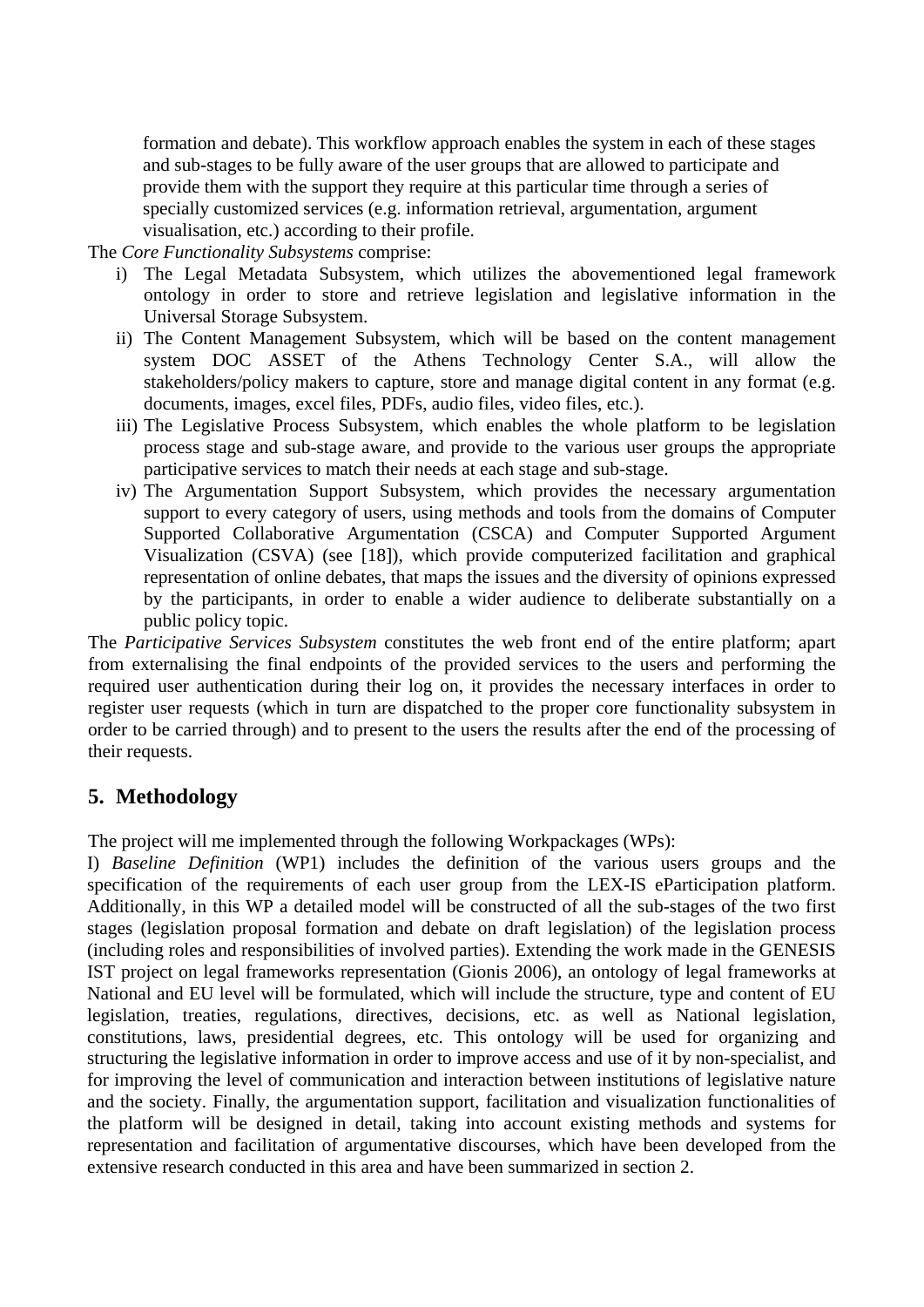formation and debate). This workflow approach enables the system in each of these stages and sub-stages to be fully aware of the user groups that are allowed to participate and provide them with the support they require at this particular time through a series of specially customized services (e.g. information retrieval, argumentation, argument visualisation, etc.) according to their profile.

The *Core Functionality Subsystems* comprise:

i) The Legal Metadata Subsystem, which utilizes the abovementioned legal framework ontology in order to store and retrieve legislation and legislative information in the Universal Storage Subsystem.
ii) The Content Management Subsystem, which will be based on the content management system DOC ASSET of the Athens Technology Center S.A., will allow the stakeholders/policy makers to capture, store and manage digital content in any format (e.g. documents, images, excel files, PDFs, audio files, video files, etc.).
iii) The Legislative Process Subsystem, which enables the whole platform to be legislation process stage and sub-stage aware, and provide to the various user groups the appropriate participative services to match their needs at each stage and sub-stage.
iv) The Argumentation Support Subsystem, which provides the necessary argumentation support to every category of users, using methods and tools from the domains of Computer Supported Collaborative Argumentation (CSCA) and Computer Supported Argument Visualization (CSVA) (see [18]), which provide computerized facilitation and graphical representation of online debates, that maps the issues and the diversity of opinions expressed by the participants, in order to enable a wider audience to deliberate substantially on a public policy topic.

The *Participative Services Subsystem* constitutes the web front end of the entire platform; apart from externalising the final endpoints of the provided services to the users and performing the required user authentication during their log on, it provides the necessary interfaces in order to register user requests (which in turn are dispatched to the proper core functionality subsystem in order to be carried through) and to present to the users the results after the end of the processing of their requests.

## 5. Methodology

The project will me implemented through the following Workpackages (WPs):

I) *Baseline Definition* (WP1) includes the definition of the various users groups and the specification of the requirements of each user group from the LEX-IS eParticipation platform. Additionally, in this WP a detailed model will be constructed of all the sub-stages of the two first stages (legislation proposal formation and debate on draft legislation) of the legislation process (including roles and responsibilities of involved parties). Extending the work made in the GENESIS IST project on legal frameworks representation (Gionis 2006), an ontology of legal frameworks at National and EU level will be formulated, which will include the structure, type and content of EU legislation, treaties, regulations, directives, decisions, etc. as well as National legislation, constitutions, laws, presidential degrees, etc. This ontology will be used for organizing and structuring the legislative information in order to improve access and use of it by non-specialist, and for improving the level of communication and interaction between institutions of legislative nature and the society. Finally, the argumentation support, facilitation and visualization functionalities of the platform will be designed in detail, taking into account existing methods and systems for representation and facilitation of argumentative discourses, which have been developed from the extensive research conducted in this area and have been summarized in section 2.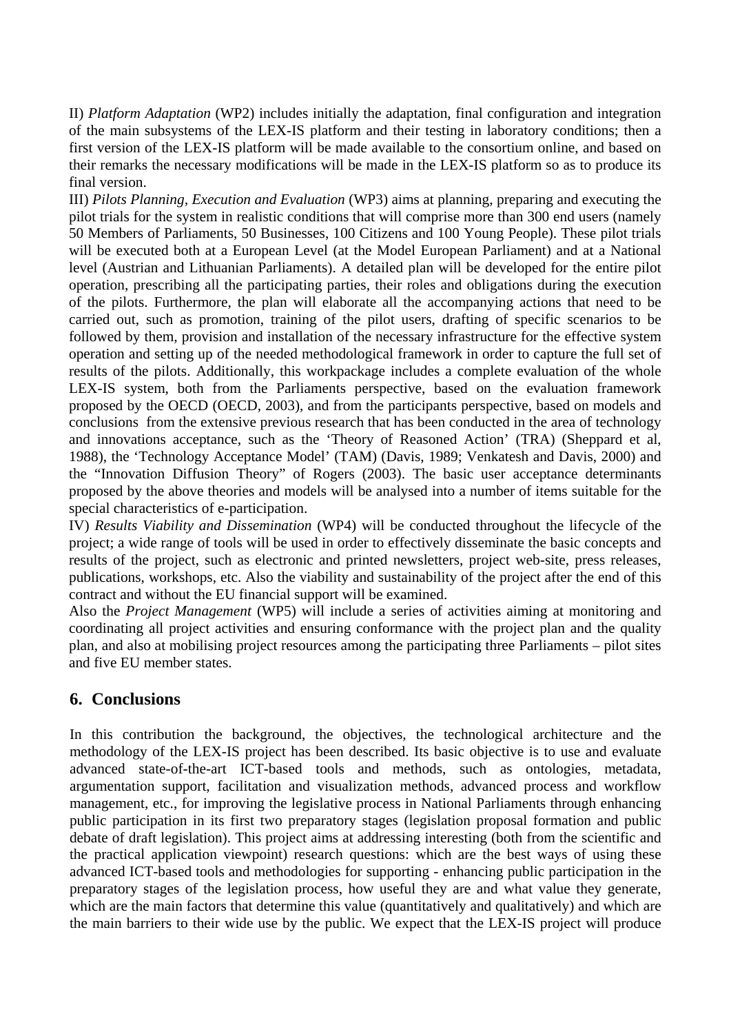II) *Platform Adaptation* (WP2) includes initially the adaptation, final configuration and integration of the main subsystems of the LEX-IS platform and their testing in laboratory conditions; then a first version of the LEX-IS platform will be made available to the consortium online, and based on their remarks the necessary modifications will be made in the LEX-IS platform so as to produce its final version.

III) *Pilots Planning, Execution and Evaluation* (WP3) aims at planning, preparing and executing the pilot trials for the system in realistic conditions that will comprise more than 300 end users (namely 50 Members of Parliaments, 50 Businesses, 100 Citizens and 100 Young People). These pilot trials will be executed both at a European Level (at the Model European Parliament) and at a National level (Austrian and Lithuanian Parliaments). A detailed plan will be developed for the entire pilot operation, prescribing all the participating parties, their roles and obligations during the execution of the pilots. Furthermore, the plan will elaborate all the accompanying actions that need to be carried out, such as promotion, training of the pilot users, drafting of specific scenarios to be followed by them, provision and installation of the necessary infrastructure for the effective system operation and setting up of the needed methodological framework in order to capture the full set of results of the pilots. Additionally, this workpackage includes a complete evaluation of the whole LEX-IS system, both from the Parliaments perspective, based on the evaluation framework proposed by the OECD (OECD, 2003), and from the participants perspective, based on models and conclusions from the extensive previous research that has been conducted in the area of technology and innovations acceptance, such as the 'Theory of Reasoned Action' (TRA) (Sheppard et al, 1988), the 'Technology Acceptance Model' (TAM) (Davis, 1989; Venkatesh and Davis, 2000) and the "Innovation Diffusion Theory" of Rogers (2003). The basic user acceptance determinants proposed by the above theories and models will be analysed into a number of items suitable for the special characteristics of e-participation.

IV) *Results Viability and Dissemination* (WP4) will be conducted throughout the lifecycle of the project; a wide range of tools will be used in order to effectively disseminate the basic concepts and results of the project, such as electronic and printed newsletters, project web-site, press releases, publications, workshops, etc. Also the viability and sustainability of the project after the end of this contract and without the EU financial support will be examined.

Also the *Project Management* (WP5) will include a series of activities aiming at monitoring and coordinating all project activities and ensuring conformance with the project plan and the quality plan, and also at mobilising project resources among the participating three Parliaments – pilot sites and five EU member states.

## 6. Conclusions

In this contribution the background, the objectives, the technological architecture and the methodology of the LEX-IS project has been described. Its basic objective is to use and evaluate advanced state-of-the-art ICT-based tools and methods, such as ontologies, metadata, argumentation support, facilitation and visualization methods, advanced process and workflow management, etc., for improving the legislative process in National Parliaments through enhancing public participation in its first two preparatory stages (legislation proposal formation and public debate of draft legislation). This project aims at addressing interesting (both from the scientific and the practical application viewpoint) research questions: which are the best ways of using these advanced ICT-based tools and methodologies for supporting - enhancing public participation in the preparatory stages of the legislation process, how useful they are and what value they generate, which are the main factors that determine this value (quantitatively and qualitatively) and which are the main barriers to their wide use by the public. We expect that the LEX-IS project will produce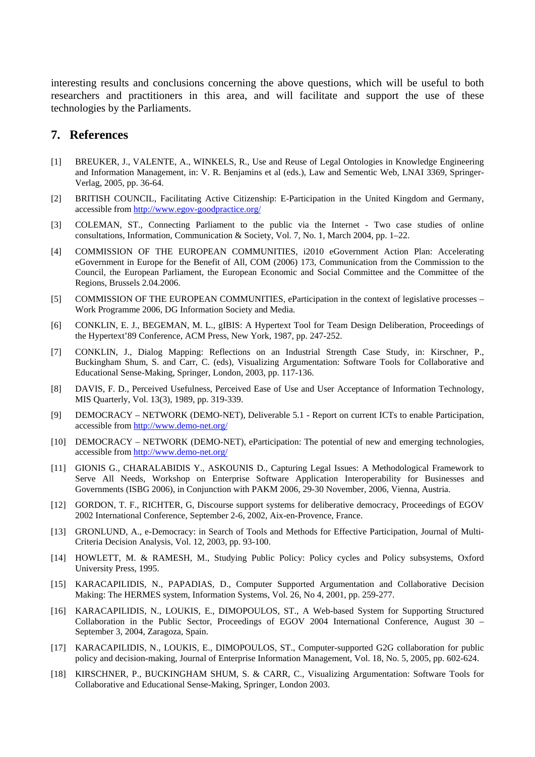interesting results and conclusions concerning the above questions, which will be useful to both researchers and practitioners in this area, and will facilitate and support the use of these technologies by the Parliaments.

## 7. References

[1] BREUKER, J., VALENTE, A., WINKELS, R., Use and Reuse of Legal Ontologies in Knowledge Engineering and Information Management, in: V. R. Benjamins et al (eds.), Law and Sementic Web, LNAI 3369, Springer-Verlag, 2005, pp. 36-64.

[2] BRITISH COUNCIL, Facilitating Active Citizenship: E-Participation in the United Kingdom and Germany, accessible from http://www.egov-goodpractice.org/

[3] COLEMAN, ST., Connecting Parliament to the public via the Internet - Two case studies of online consultations, Information, Communication & Society, Vol. 7, No. 1, March 2004, pp. 1–22.

[4] COMMISSION OF THE EUROPEAN COMMUNITIES, i2010 eGovernment Action Plan: Accelerating eGovernment in Europe for the Benefit of All, COM (2006) 173, Communication from the Commission to the Council, the European Parliament, the European Economic and Social Committee and the Committee of the Regions, Brussels 2.04.2006.

[5] COMMISSION OF THE EUROPEAN COMMUNITIES, eParticipation in the context of legislative processes – Work Programme 2006, DG Information Society and Media.

[6] CONKLIN, E. J., BEGEMAN, M. L., gIBIS: A Hypertext Tool for Team Design Deliberation, Proceedings of the Hypertext'89 Conference, ACM Press, New York, 1987, pp. 247-252.

[7] CONKLIN, J., Dialog Mapping: Reflections on an Industrial Strength Case Study, in: Kirschner, P., Buckingham Shum, S. and Carr, C. (eds), Visualizing Argumentation: Software Tools for Collaborative and Educational Sense-Making, Springer, London, 2003, pp. 117-136.

[8] DAVIS, F. D., Perceived Usefulness, Perceived Ease of Use and User Acceptance of Information Technology, MIS Quarterly, Vol. 13(3), 1989, pp. 319-339.

[9] DEMOCRACY – NETWORK (DEMO-NET), Deliverable 5.1 - Report on current ICTs to enable Participation, accessible from http://www.demo-net.org/

[10] DEMOCRACY – NETWORK (DEMO-NET), eParticipation: The potential of new and emerging technologies, accessible from http://www.demo-net.org/

[11] GIONIS G., CHARALABIDIS Y., ASKOUNIS D., Capturing Legal Issues: A Methodological Framework to Serve All Needs, Workshop on Enterprise Software Application Interoperability for Businesses and Governments (ISBG 2006), in Conjunction with PAKM 2006, 29-30 November, 2006, Vienna, Austria.

[12] GORDON, T. F., RICHTER, G, Discourse support systems for deliberative democracy, Proceedings of EGOV 2002 International Conference, September 2-6, 2002, Aix-en-Provence, France.

[13] GRONLUND, A., e-Democracy: in Search of Tools and Methods for Effective Participation, Journal of Multi-Criteria Decision Analysis, Vol. 12, 2003, pp. 93-100.

[14] HOWLETT, M. & RAMESH, M., Studying Public Policy: Policy cycles and Policy subsystems, Oxford University Press, 1995.

[15] KARACAPILIDIS, N., PAPADIAS, D., Computer Supported Argumentation and Collaborative Decision Making: The HERMES system, Information Systems, Vol. 26, No 4, 2001, pp. 259-277.

[16] KARACAPILIDIS, N., LOUKIS, E., DIMOPOULOS, ST., A Web-based System for Supporting Structured Collaboration in the Public Sector, Proceedings of EGOV 2004 International Conference, August 30 – September 3, 2004, Zaragoza, Spain.

[17] KARACAPILIDIS, N., LOUKIS, E., DIMOPOULOS, ST., Computer-supported G2G collaboration for public policy and decision-making, Journal of Enterprise Information Management, Vol. 18, No. 5, 2005, pp. 602-624.

[18] KIRSCHNER, P., BUCKINGHAM SHUM, S. & CARR, C., Visualizing Argumentation: Software Tools for Collaborative and Educational Sense-Making, Springer, London 2003.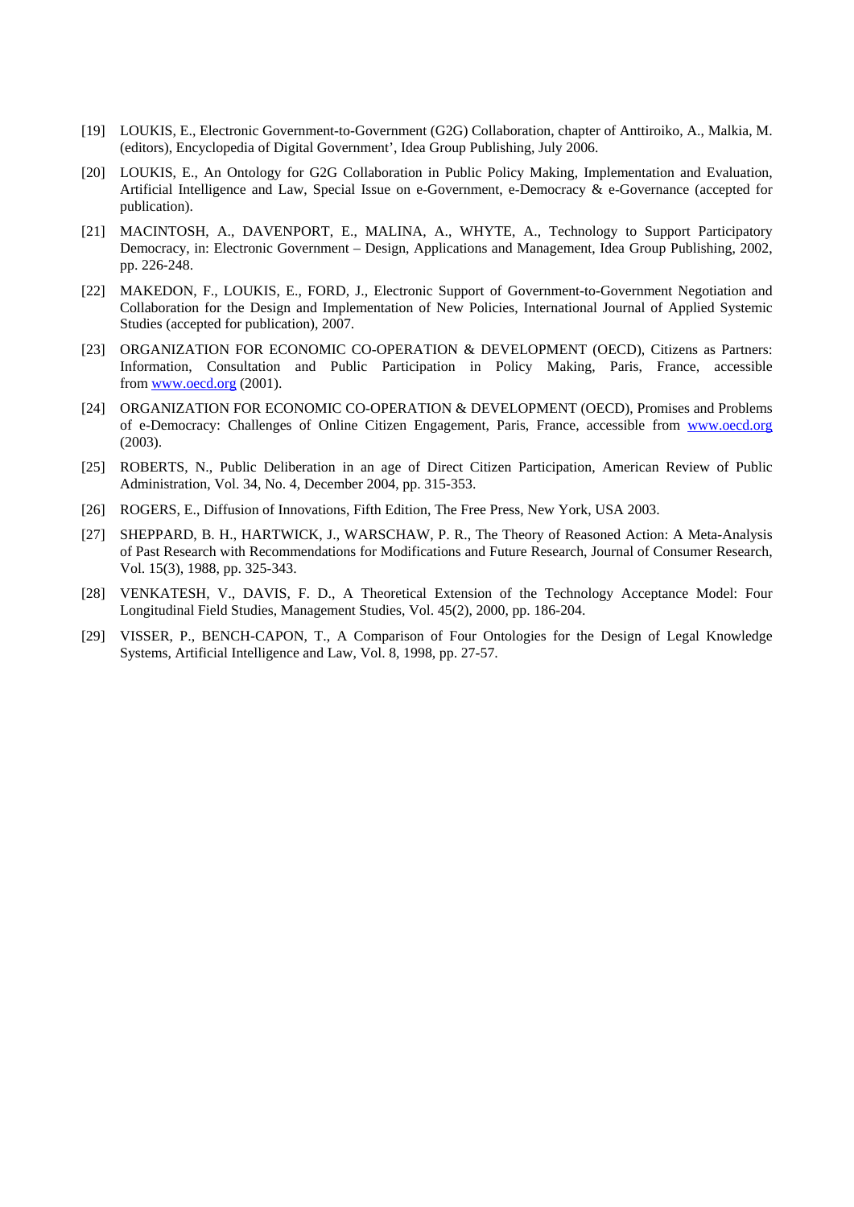[19] LOUKIS, E., Electronic Government-to-Government (G2G) Collaboration, chapter of Anttiroiko, A., Malkia, M. (editors), Encyclopedia of Digital Government', Idea Group Publishing, July 2006.

[20] LOUKIS, E., An Ontology for G2G Collaboration in Public Policy Making, Implementation and Evaluation, Artificial Intelligence and Law, Special Issue on e-Government, e-Democracy & e-Governance (accepted for publication).

[21] MACINTOSH, A., DAVENPORT, E., MALINA, A., WHYTE, A., Technology to Support Participatory Democracy, in: Electronic Government – Design, Applications and Management, Idea Group Publishing, 2002, pp. 226-248.

[22] MAKEDON, F., LOUKIS, E., FORD, J., Electronic Support of Government-to-Government Negotiation and Collaboration for the Design and Implementation of New Policies, International Journal of Applied Systemic Studies (accepted for publication), 2007.

[23] ORGANIZATION FOR ECONOMIC CO-OPERATION & DEVELOPMENT (OECD), Citizens as Partners: Information, Consultation and Public Participation in Policy Making, Paris, France, accessible from www.oecd.org (2001).

[24] ORGANIZATION FOR ECONOMIC CO-OPERATION & DEVELOPMENT (OECD), Promises and Problems of e-Democracy: Challenges of Online Citizen Engagement, Paris, France, accessible from www.oecd.org (2003).

[25] ROBERTS, N., Public Deliberation in an age of Direct Citizen Participation, American Review of Public Administration, Vol. 34, No. 4, December 2004, pp. 315-353.

[26] ROGERS, E., Diffusion of Innovations, Fifth Edition, The Free Press, New York, USA 2003.

[27] SHEPPARD, B. H., HARTWICK, J., WARSCHAW, P. R., The Theory of Reasoned Action: A Meta-Analysis of Past Research with Recommendations for Modifications and Future Research, Journal of Consumer Research, Vol. 15(3), 1988, pp. 325-343.

[28] VENKATESH, V., DAVIS, F. D., A Theoretical Extension of the Technology Acceptance Model: Four Longitudinal Field Studies, Management Studies, Vol. 45(2), 2000, pp. 186-204.

[29] VISSER, P., BENCH-CAPON, T., A Comparison of Four Ontologies for the Design of Legal Knowledge Systems, Artificial Intelligence and Law, Vol. 8, 1998, pp. 27-57.